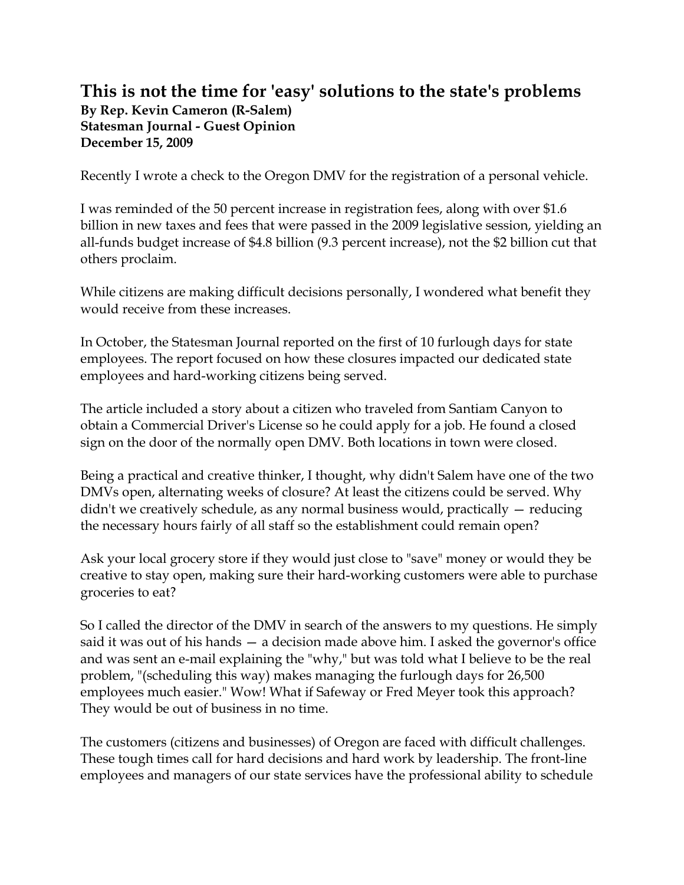# This is not the time for 'easy' solutions to the state's problems

**By Rep. Kevin Cameron (R-Salem)**
**Statesman Journal - Guest Opinion**
**December 15, 2009**

Recently I wrote a check to the Oregon DMV for the registration of a personal vehicle.

I was reminded of the 50 percent increase in registration fees, along with over $1.6 billion in new taxes and fees that were passed in the 2009 legislative session, yielding an all-funds budget increase of $4.8 billion (9.3 percent increase), not the $2 billion cut that others proclaim.

While citizens are making difficult decisions personally, I wondered what benefit they would receive from these increases.

In October, the Statesman Journal reported on the first of 10 furlough days for state employees. The report focused on how these closures impacted our dedicated state employees and hard-working citizens being served.

The article included a story about a citizen who traveled from Santiam Canyon to obtain a Commercial Driver's License so he could apply for a job. He found a closed sign on the door of the normally open DMV. Both locations in town were closed.

Being a practical and creative thinker, I thought, why didn't Salem have one of the two DMVs open, alternating weeks of closure? At least the citizens could be served. Why didn't we creatively schedule, as any normal business would, practically — reducing the necessary hours fairly of all staff so the establishment could remain open?

Ask your local grocery store if they would just close to "save" money or would they be creative to stay open, making sure their hard-working customers were able to purchase groceries to eat?

So I called the director of the DMV in search of the answers to my questions. He simply said it was out of his hands — a decision made above him. I asked the governor's office and was sent an e-mail explaining the "why," but was told what I believe to be the real problem, "(scheduling this way) makes managing the furlough days for 26,500 employees much easier." Wow! What if Safeway or Fred Meyer took this approach? They would be out of business in no time.

The customers (citizens and businesses) of Oregon are faced with difficult challenges. These tough times call for hard decisions and hard work by leadership. The front-line employees and managers of our state services have the professional ability to schedule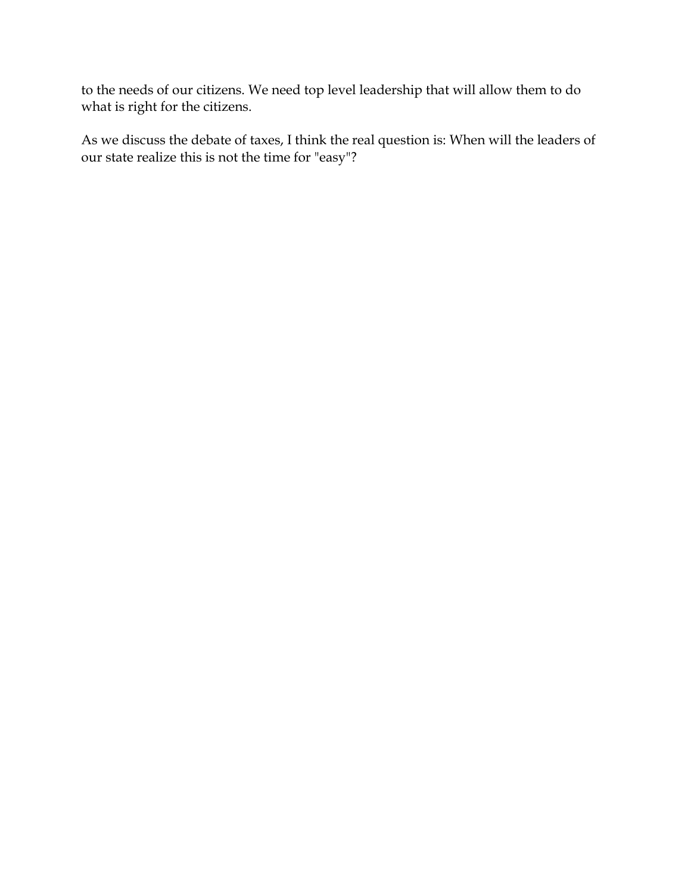to the needs of our citizens. We need top level leadership that will allow them to do what is right for the citizens.

As we discuss the debate of taxes, I think the real question is: When will the leaders of our state realize this is not the time for "easy"?